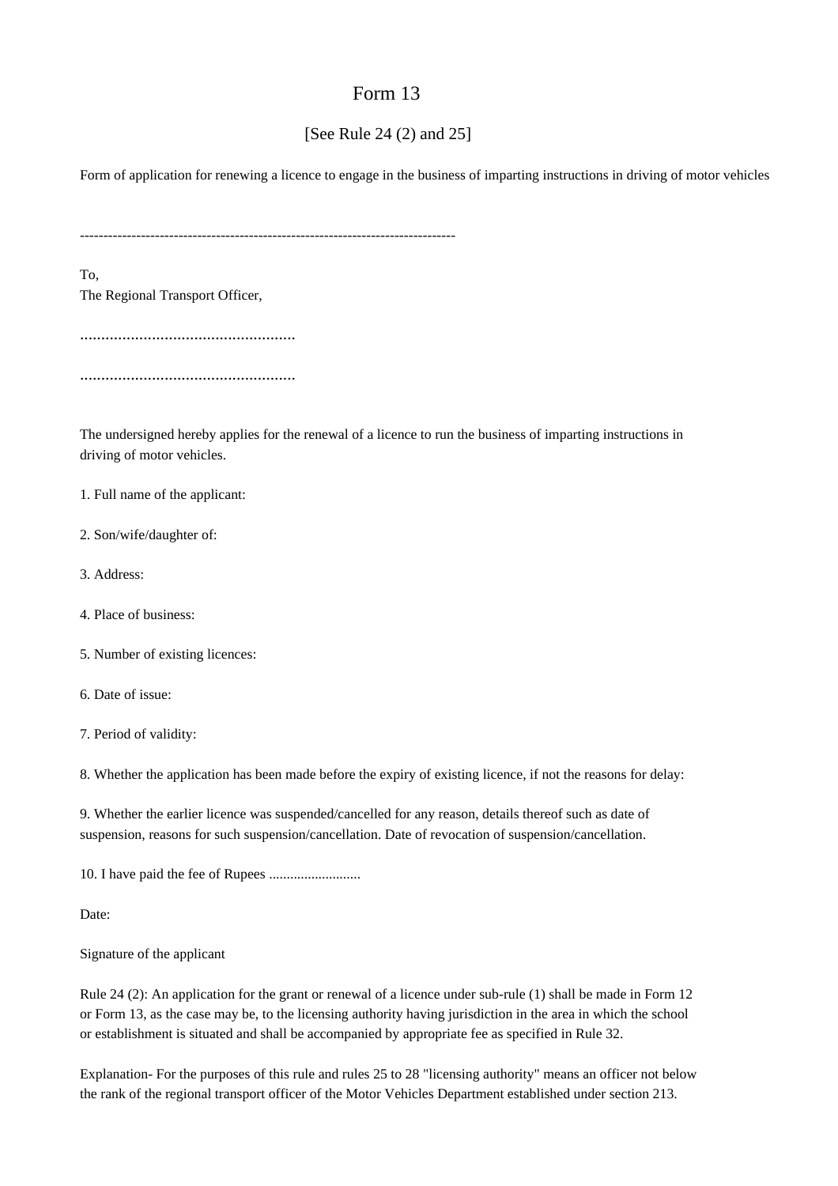# Form 13

[See Rule 24 (2) and 25]

Form of application for renewing a licence to engage in the business of imparting instructions in driving of motor vehicles

--------------------------------------------------------------------------------

To,
The Regional Transport Officer,

..................................................

..................................................

The undersigned hereby applies for the renewal of a licence to run the business of imparting instructions in driving of motor vehicles.

1. Full name of the applicant:

2. Son/wife/daughter of:

3. Address:

4. Place of business:

5. Number of existing licences:

6. Date of issue:

7. Period of validity:

8. Whether the application has been made before the expiry of existing licence, if not the reasons for delay:

9. Whether the earlier licence was suspended/cancelled for any reason, details thereof such as date of suspension, reasons for such suspension/cancellation. Date of revocation of suspension/cancellation.

10. I have paid the fee of Rupees ..........................

Date:

Signature of the applicant

Rule 24 (2): An application for the grant or renewal of a licence under sub-rule (1) shall be made in Form 12 or Form 13, as the case may be, to the licensing authority having jurisdiction in the area in which the school or establishment is situated and shall be accompanied by appropriate fee as specified in Rule 32.

Explanation- For the purposes of this rule and rules 25 to 28 "licensing authority" means an officer not below the rank of the regional transport officer of the Motor Vehicles Department established under section 213.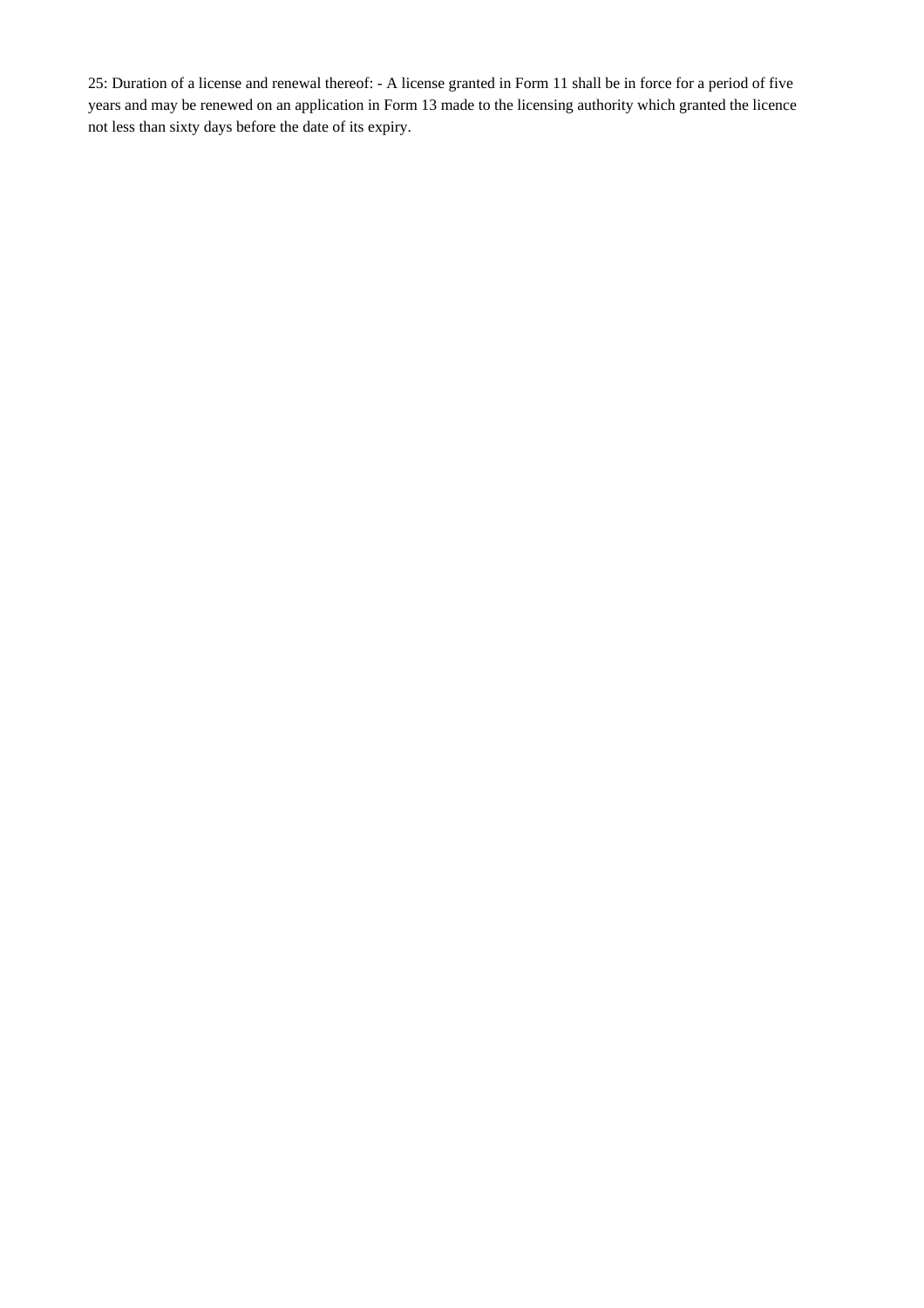25: Duration of a license and renewal thereof: - A license granted in Form 11 shall be in force for a period of five years and may be renewed on an application in Form 13 made to the licensing authority which granted the licence not less than sixty days before the date of its expiry.